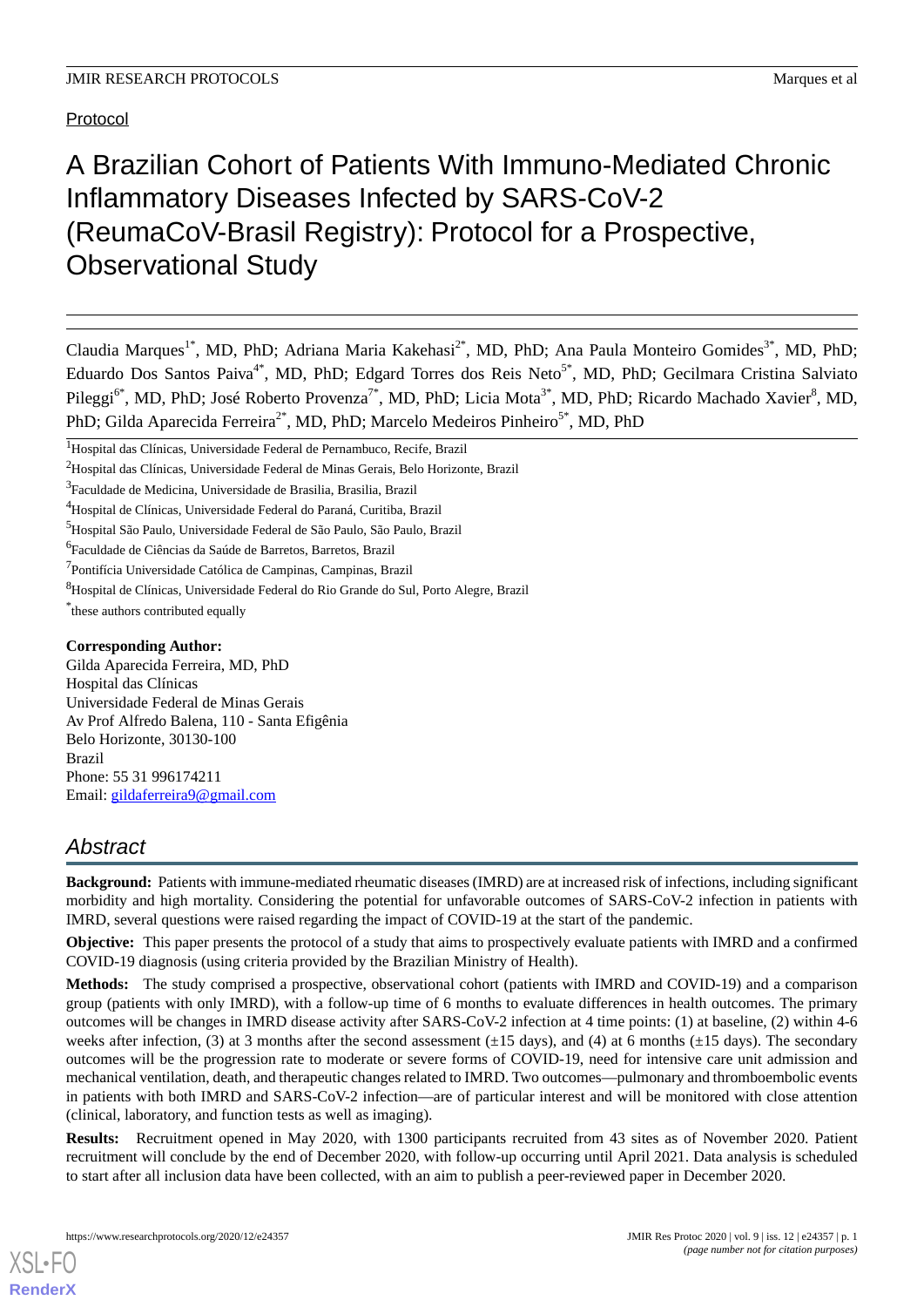Protocol

# A Brazilian Cohort of Patients With Immuno-Mediated Chronic Inflammatory Diseases Infected by SARS-CoV-2 (ReumaCoV-Brasil Registry): Protocol for a Prospective, Observational Study

Claudia Marques[1*], MD, PhD; Adriana Maria Kakehasi[2*], MD, PhD; Ana Paula Monteiro Gomides[3*], MD, PhD; Eduardo Dos Santos Paiva[4*], MD, PhD; Edgard Torres dos Reis Neto[5*], MD, PhD; Gecilmara Cristina Salviato Pileggi[6*], MD, PhD; José Roberto Provenza[7*], MD, PhD; Licia Mota[3*], MD, PhD; Ricardo Machado Xavier[8], MD, PhD; Gilda Aparecida Ferreira[2*], MD, PhD; Marcelo Medeiros Pinheiro[5*], MD, PhD

[1]Hospital das Clínicas, Universidade Federal de Pernambuco, Recife, Brazil

[2]Hospital das Clínicas, Universidade Federal de Minas Gerais, Belo Horizonte, Brazil

[3]Faculdade de Medicina, Universidade de Brasilia, Brasilia, Brazil

[4]Hospital de Clínicas, Universidade Federal do Paraná, Curitiba, Brazil

[5]Hospital São Paulo, Universidade Federal de São Paulo, São Paulo, Brazil

[6]Faculdade de Ciências da Saúde de Barretos, Barretos, Brazil

[7]Pontifícia Universidade Católica de Campinas, Campinas, Brazil

[8]Hospital de Clínicas, Universidade Federal do Rio Grande do Sul, Porto Alegre, Brazil

*these authors contributed equally

**Corresponding Author:**
Gilda Aparecida Ferreira, MD, PhD
Hospital das Clínicas
Universidade Federal de Minas Gerais
Av Prof Alfredo Balena, 110 - Santa Efigênia
Belo Horizonte, 30130-100
Brazil
Phone: 55 31 996174211
Email: gildaferreira9@gmail.com

## Abstract

**Background:** Patients with immune-mediated rheumatic diseases (IMRD) are at increased risk of infections, including significant morbidity and high mortality. Considering the potential for unfavorable outcomes of SARS-CoV-2 infection in patients with IMRD, several questions were raised regarding the impact of COVID-19 at the start of the pandemic.

**Objective:** This paper presents the protocol of a study that aims to prospectively evaluate patients with IMRD and a confirmed COVID-19 diagnosis (using criteria provided by the Brazilian Ministry of Health).

**Methods:** The study comprised a prospective, observational cohort (patients with IMRD and COVID-19) and a comparison group (patients with only IMRD), with a follow-up time of 6 months to evaluate differences in health outcomes. The primary outcomes will be changes in IMRD disease activity after SARS-CoV-2 infection at 4 time points: (1) at baseline, (2) within 4-6 weeks after infection, (3) at 3 months after the second assessment (±15 days), and (4) at 6 months (±15 days). The secondary outcomes will be the progression rate to moderate or severe forms of COVID-19, need for intensive care unit admission and mechanical ventilation, death, and therapeutic changes related to IMRD. Two outcomes—pulmonary and thromboembolic events in patients with both IMRD and SARS-CoV-2 infection—are of particular interest and will be monitored with close attention (clinical, laboratory, and function tests as well as imaging).

**Results:** Recruitment opened in May 2020, with 1300 participants recruited from 43 sites as of November 2020. Patient recruitment will conclude by the end of December 2020, with follow-up occurring until April 2021. Data analysis is scheduled to start after all inclusion data have been collected, with an aim to publish a peer-reviewed paper in December 2020.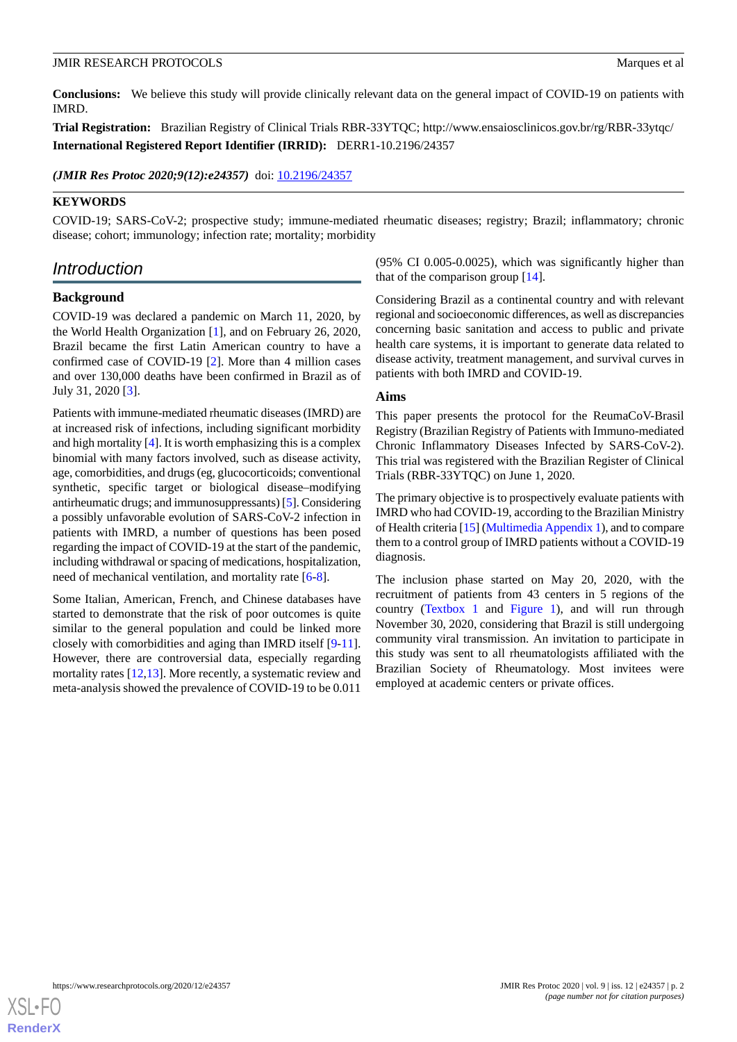**Conclusions:** We believe this study will provide clinically relevant data on the general impact of COVID-19 on patients with IMRD.

**Trial Registration:** Brazilian Registry of Clinical Trials RBR-33YTQC; http://www.ensaiosclinicos.gov.br/rg/RBR-33ytqc/

**International Registered Report Identifier (IRRID):** DERR1-10.2196/24357

***(JMIR Res Protoc 2020;9(12):e24357)*** doi: 10.2196/24357

**KEYWORDS**

COVID-19; SARS-CoV-2; prospective study; immune-mediated rheumatic diseases; registry; Brazil; inflammatory; chronic disease; cohort; immunology; infection rate; mortality; morbidity

## Introduction

### Background

COVID-19 was declared a pandemic on March 11, 2020, by the World Health Organization [1], and on February 26, 2020, Brazil became the first Latin American country to have a confirmed case of COVID-19 [2]. More than 4 million cases and over 130,000 deaths have been confirmed in Brazil as of July 31, 2020 [3].

Patients with immune-mediated rheumatic diseases (IMRD) are at increased risk of infections, including significant morbidity and high mortality [4]. It is worth emphasizing this is a complex binomial with many factors involved, such as disease activity, age, comorbidities, and drugs (eg, glucocorticoids; conventional synthetic, specific target or biological disease–modifying antirheumatic drugs; and immunosuppressants) [5]. Considering a possibly unfavorable evolution of SARS-CoV-2 infection in patients with IMRD, a number of questions has been posed regarding the impact of COVID-19 at the start of the pandemic, including withdrawal or spacing of medications, hospitalization, need of mechanical ventilation, and mortality rate [6-8].

Some Italian, American, French, and Chinese databases have started to demonstrate that the risk of poor outcomes is quite similar to the general population and could be linked more closely with comorbidities and aging than IMRD itself [9-11]. However, there are controversial data, especially regarding mortality rates [12,13]. More recently, a systematic review and meta-analysis showed the prevalence of COVID-19 to be 0.011 (95% CI 0.005-0.0025), which was significantly higher than that of the comparison group [14].

Considering Brazil as a continental country and with relevant regional and socioeconomic differences, as well as discrepancies concerning basic sanitation and access to public and private health care systems, it is important to generate data related to disease activity, treatment management, and survival curves in patients with both IMRD and COVID-19.

### Aims

This paper presents the protocol for the ReumaCoV-Brasil Registry (Brazilian Registry of Patients with Immuno-mediated Chronic Inflammatory Diseases Infected by SARS-CoV-2). This trial was registered with the Brazilian Register of Clinical Trials (RBR-33YTQC) on June 1, 2020.

The primary objective is to prospectively evaluate patients with IMRD who had COVID-19, according to the Brazilian Ministry of Health criteria [15] (Multimedia Appendix 1), and to compare them to a control group of IMRD patients without a COVID-19 diagnosis.

The inclusion phase started on May 20, 2020, with the recruitment of patients from 43 centers in 5 regions of the country (Textbox 1 and Figure 1), and will run through November 30, 2020, considering that Brazil is still undergoing community viral transmission. An invitation to participate in this study was sent to all rheumatologists affiliated with the Brazilian Society of Rheumatology. Most invitees were employed at academic centers or private offices.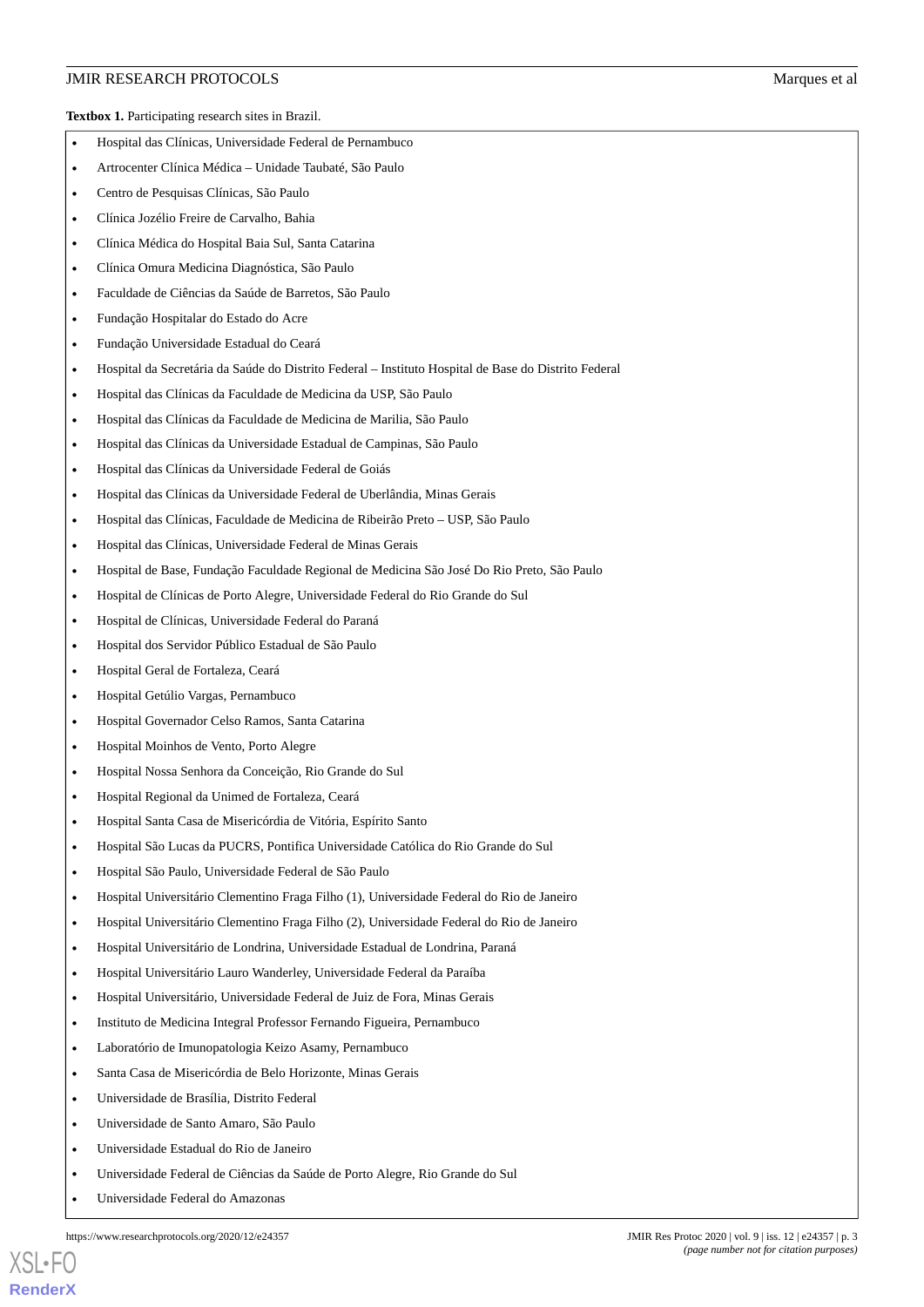**Textbox 1.** Participating research sites in Brazil.

- Hospital das Clínicas, Universidade Federal de Pernambuco
- Artrocenter Clínica Médica – Unidade Taubaté, São Paulo
- Centro de Pesquisas Clínicas, São Paulo
- Clínica Jozélio Freire de Carvalho, Bahia
- Clínica Médica do Hospital Baia Sul, Santa Catarina
- Clínica Omura Medicina Diagnóstica, São Paulo
- Faculdade de Ciências da Saúde de Barretos, São Paulo
- Fundação Hospitalar do Estado do Acre
- Fundação Universidade Estadual do Ceará
- Hospital da Secretária da Saúde do Distrito Federal – Instituto Hospital de Base do Distrito Federal
- Hospital das Clínicas da Faculdade de Medicina da USP, São Paulo
- Hospital das Clínicas da Faculdade de Medicina de Marilia, São Paulo
- Hospital das Clínicas da Universidade Estadual de Campinas, São Paulo
- Hospital das Clínicas da Universidade Federal de Goiás
- Hospital das Clínicas da Universidade Federal de Uberlândia, Minas Gerais
- Hospital das Clínicas, Faculdade de Medicina de Ribeirão Preto – USP, São Paulo
- Hospital das Clínicas, Universidade Federal de Minas Gerais
- Hospital de Base, Fundação Faculdade Regional de Medicina São José Do Rio Preto, São Paulo
- Hospital de Clínicas de Porto Alegre, Universidade Federal do Rio Grande do Sul
- Hospital de Clínicas, Universidade Federal do Paraná
- Hospital dos Servidor Público Estadual de São Paulo
- Hospital Geral de Fortaleza, Ceará
- Hospital Getúlio Vargas, Pernambuco
- Hospital Governador Celso Ramos, Santa Catarina
- Hospital Moinhos de Vento, Porto Alegre
- Hospital Nossa Senhora da Conceição, Rio Grande do Sul
- Hospital Regional da Unimed de Fortaleza, Ceará
- Hospital Santa Casa de Misericórdia de Vitória, Espírito Santo
- Hospital São Lucas da PUCRS, Pontifica Universidade Católica do Rio Grande do Sul
- Hospital São Paulo, Universidade Federal de São Paulo
- Hospital Universitário Clementino Fraga Filho (1), Universidade Federal do Rio de Janeiro
- Hospital Universitário Clementino Fraga Filho (2), Universidade Federal do Rio de Janeiro
- Hospital Universitário de Londrina, Universidade Estadual de Londrina, Paraná
- Hospital Universitário Lauro Wanderley, Universidade Federal da Paraíba
- Hospital Universitário, Universidade Federal de Juiz de Fora, Minas Gerais
- Instituto de Medicina Integral Professor Fernando Figueira, Pernambuco
- Laboratório de Imunopatologia Keizo Asamy, Pernambuco
- Santa Casa de Misericórdia de Belo Horizonte, Minas Gerais
- Universidade de Brasília, Distrito Federal
- Universidade de Santo Amaro, São Paulo
- Universidade Estadual do Rio de Janeiro
- Universidade Federal de Ciências da Saúde de Porto Alegre, Rio Grande do Sul
- Universidade Federal do Amazonas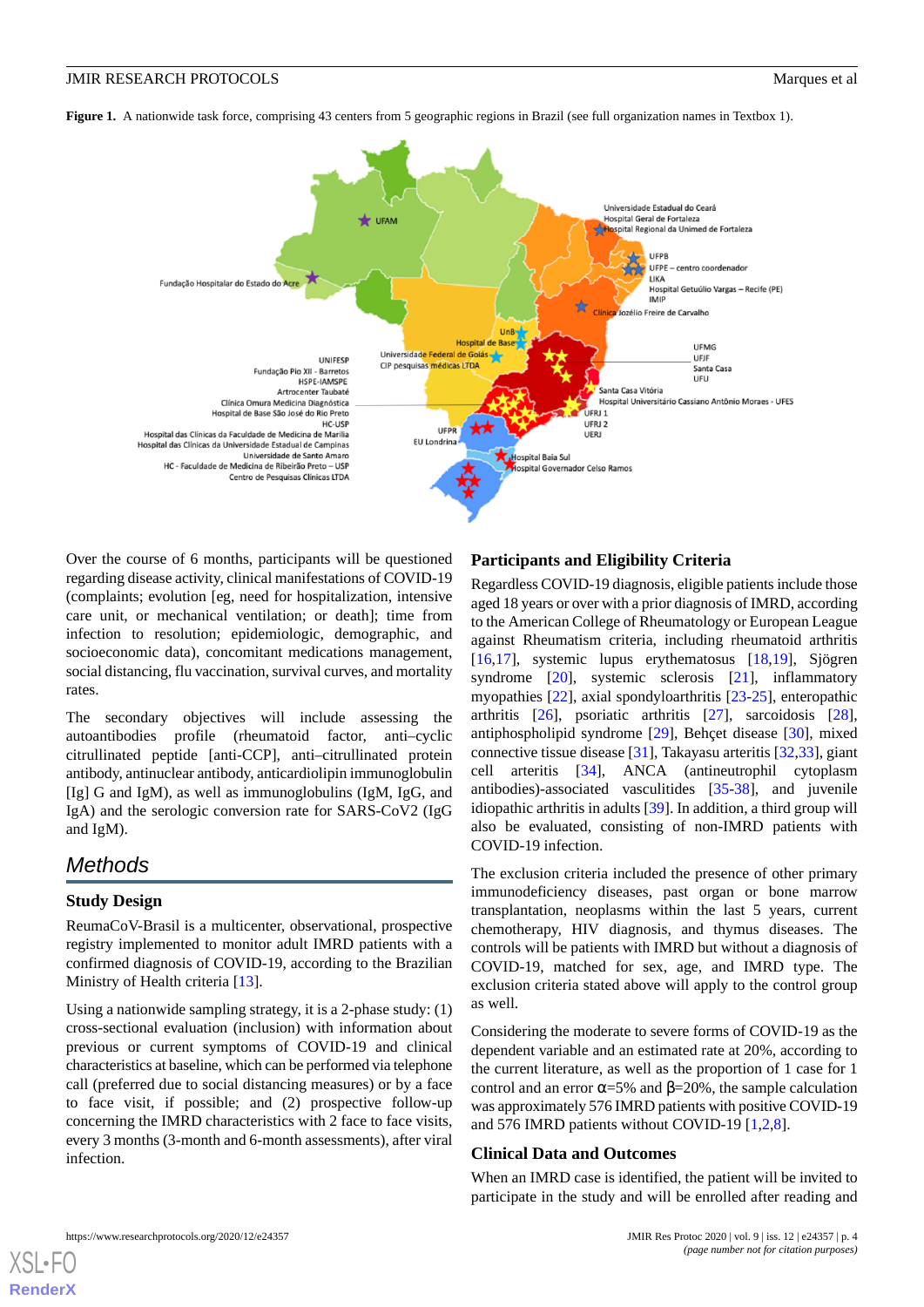**Figure 1.** A nationwide task force, comprising 43 centers from 5 geographic regions in Brazil (see full organization names in Textbox 1).

Over the course of 6 months, participants will be questioned regarding disease activity, clinical manifestations of COVID-19 (complaints; evolution [eg, need for hospitalization, intensive care unit, or mechanical ventilation; or death]; time from infection to resolution; epidemiologic, demographic, and socioeconomic data), concomitant medications management, social distancing, flu vaccination, survival curves, and mortality rates.

The secondary objectives will include assessing the autoantibodies profile (rheumatoid factor, anti–cyclic citrullinated peptide [anti-CCP], anti–citrullinated protein antibody, antinuclear antibody, anticardiolipin immunoglobulin [Ig] G and IgM), as well as immunoglobulins (IgM, IgG, and IgA) and the serologic conversion rate for SARS-CoV2 (IgG and IgM).

## Methods

### Study Design

ReumaCoV-Brasil is a multicenter, observational, prospective registry implemented to monitor adult IMRD patients with a confirmed diagnosis of COVID-19, according to the Brazilian Ministry of Health criteria [13].

Using a nationwide sampling strategy, it is a 2-phase study: (1) cross-sectional evaluation (inclusion) with information about previous or current symptoms of COVID-19 and clinical characteristics at baseline, which can be performed via telephone call (preferred due to social distancing measures) or by a face to face visit, if possible; and (2) prospective follow-up concerning the IMRD characteristics with 2 face to face visits, every 3 months (3-month and 6-month assessments), after viral infection.

### Participants and Eligibility Criteria

Regardless COVID-19 diagnosis, eligible patients include those aged 18 years or over with a prior diagnosis of IMRD, according to the American College of Rheumatology or European League against Rheumatism criteria, including rheumatoid arthritis [16,17], systemic lupus erythematosus [18,19], Sjögren syndrome [20], systemic sclerosis [21], inflammatory myopathies [22], axial spondyloarthritis [23-25], enteropathic arthritis [26], psoriatic arthritis [27], sarcoidosis [28], antiphospholipid syndrome [29], Behçet disease [30], mixed connective tissue disease [31], Takayasu arteritis [32,33], giant cell arteritis [34], ANCA (antineutrophil cytoplasm antibodies)-associated vasculitides [35-38], and juvenile idiopathic arthritis in adults [39]. In addition, a third group will also be evaluated, consisting of non-IMRD patients with COVID-19 infection.

The exclusion criteria included the presence of other primary immunodeficiency diseases, past organ or bone marrow transplantation, neoplasms within the last 5 years, current chemotherapy, HIV diagnosis, and thymus diseases. The controls will be patients with IMRD but without a diagnosis of COVID-19, matched for sex, age, and IMRD type. The exclusion criteria stated above will apply to the control group as well.

Considering the moderate to severe forms of COVID-19 as the dependent variable and an estimated rate at 20%, according to the current literature, as well as the proportion of 1 case for 1 control and an error $\alpha$=5% and $\beta$=20%, the sample calculation was approximately 576 IMRD patients with positive COVID-19 and 576 IMRD patients without COVID-19 [1,2,8].

### Clinical Data and Outcomes

When an IMRD case is identified, the patient will be invited to participate in the study and will be enrolled after reading and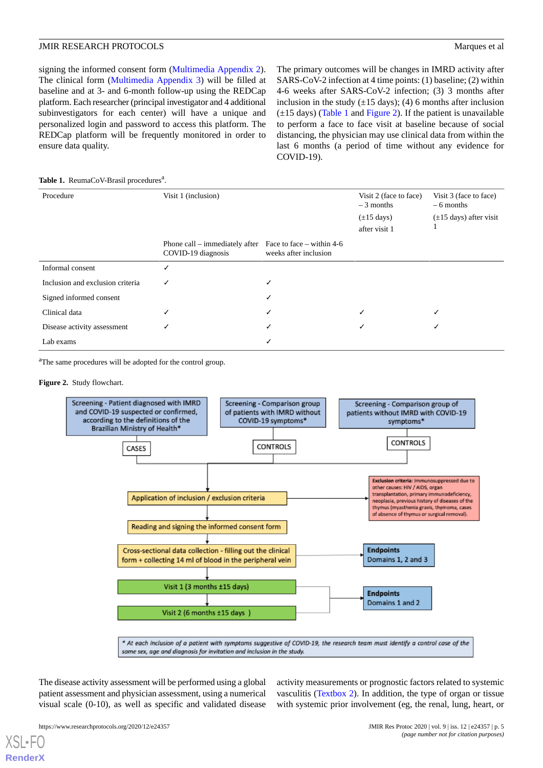signing the informed consent form (Multimedia Appendix 2). The clinical form (Multimedia Appendix 3) will be filled at baseline and at 3- and 6-month follow-up using the REDCap platform. Each researcher (principal investigator and 4 additional subinvestigators for each center) will have a unique and personalized login and password to access this platform. The REDCap platform will be frequently monitored in order to ensure data quality.

The primary outcomes will be changes in IMRD activity after SARS-CoV-2 infection at 4 time points: (1) baseline; (2) within 4-6 weeks after SARS-CoV-2 infection; (3) 3 months after inclusion in the study (±15 days); (4) 6 months after inclusion (±15 days) (Table 1 and Figure 2). If the patient is unavailable to perform a face to face visit at baseline because of social distancing, the physician may use clinical data from within the last 6 months (a period of time without any evidence for COVID-19).

**Table 1.** ReumaCoV-Brasil procedures[a].

| Procedure | Visit 1 (inclusion) | | Visit 2 (face to face) – 3 months (±15 days) after visit 1 | Visit 3 (face to face) – 6 months (±15 days) after visit 1 |
|---|---|---|---|---|
| | Phone call – immediately after COVID-19 diagnosis | Face to face – within 4-6 weeks after inclusion | | |
| Informal consent | ✓ | | | |
| Inclusion and exclusion criteria | ✓ | ✓ | | |
| Signed informed consent | | ✓ | | |
| Clinical data | ✓ | ✓ | ✓ | ✓ |
| Disease activity assessment | ✓ | ✓ | ✓ | ✓ |
| Lab exams | | ✓ | | |

[a]The same procedures will be adopted for the control group.

**Figure 2.** Study flowchart.

Screening - Patient diagnosed with IMRD and COVID-19 suspected or confirmed, according to the definitions of the Brazilian Ministry of Health* → CASES

Screening - Comparison group of patients with IMRD without COVID-19 symptoms* → CONTROLS

Screening - Comparison group of patients without IMRD with COVID-19 symptoms* → CONTROLS

Application of inclusion / exclusion criteria → **Exclusion criteria**: Immunosuppressed due to other causes: HIV / AIDS, organ transplantation, primary immunodeficiency, neoplasia, previous history of diseases of the thymus (myasthenia gravis, thymoma, cases of absence of thymus or surgical removal).

Reading and signing the informed consent form

Cross-sectional data collection - filling out the clinical form + collecting 14 ml of blood in the peripheral vein → **Endpoints** Domains 1, 2 and 3

Visit 1 (3 months ±15 days)

Visit 2 (6 months ±15 days) → **Endpoints** Domains 1 and 2

*\* At each inclusion of a patient with symptoms suggestive of COVID-19, the research team must identify a control case of the same sex, age and diagnosis for invitation and inclusion in the study.*

The disease activity assessment will be performed using a global patient assessment and physician assessment, using a numerical visual scale (0-10), as well as specific and validated disease activity measurements or prognostic factors related to systemic vasculitis (Textbox 2). In addition, the type of organ or tissue with systemic prior involvement (eg, the renal, lung, heart, or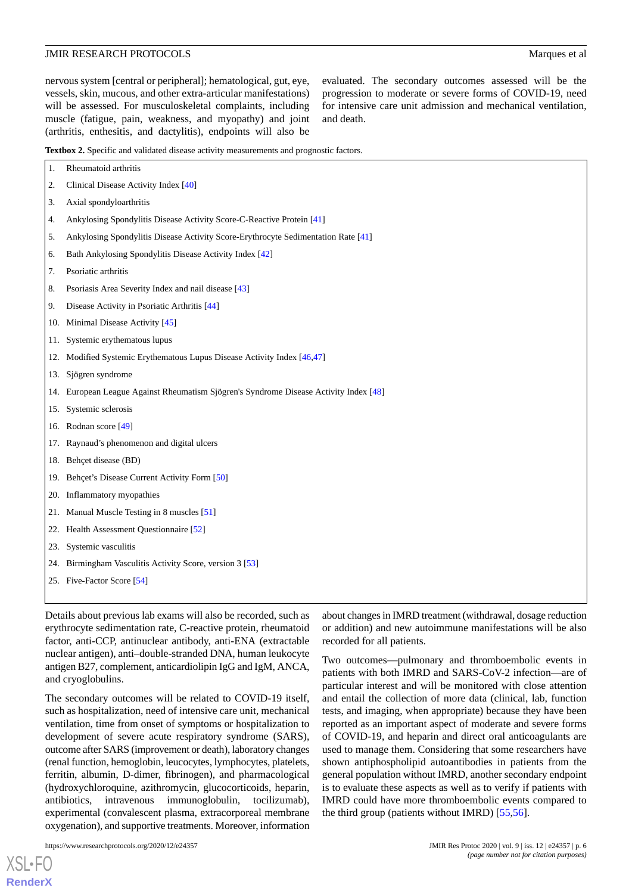nervous system [central or peripheral]; hematological, gut, eye, vessels, skin, mucous, and other extra-articular manifestations) will be assessed. For musculoskeletal complaints, including muscle (fatigue, pain, weakness, and myopathy) and joint (arthritis, enthesitis, and dactylitis), endpoints will also be evaluated. The secondary outcomes assessed will be the progression to moderate or severe forms of COVID-19, need for intensive care unit admission and mechanical ventilation, and death.

**Textbox 2.** Specific and validated disease activity measurements and prognostic factors.

1. Rheumatoid arthritis
2. Clinical Disease Activity Index [40]
3. Axial spondyloarthritis
4. Ankylosing Spondylitis Disease Activity Score-C-Reactive Protein [41]
5. Ankylosing Spondylitis Disease Activity Score-Erythrocyte Sedimentation Rate [41]
6. Bath Ankylosing Spondylitis Disease Activity Index [42]
7. Psoriatic arthritis
8. Psoriasis Area Severity Index and nail disease [43]
9. Disease Activity in Psoriatic Arthritis [44]
10. Minimal Disease Activity [45]
11. Systemic erythematous lupus
12. Modified Systemic Erythematous Lupus Disease Activity Index [46,47]
13. Sjögren syndrome
14. European League Against Rheumatism Sjögren's Syndrome Disease Activity Index [48]
15. Systemic sclerosis
16. Rodnan score [49]
17. Raynaud's phenomenon and digital ulcers
18. Behçet disease (BD)
19. Behçet's Disease Current Activity Form [50]
20. Inflammatory myopathies
21. Manual Muscle Testing in 8 muscles [51]
22. Health Assessment Questionnaire [52]
23. Systemic vasculitis
24. Birmingham Vasculitis Activity Score, version 3 [53]
25. Five-Factor Score [54]

Details about previous lab exams will also be recorded, such as erythrocyte sedimentation rate, C-reactive protein, rheumatoid factor, anti-CCP, antinuclear antibody, anti-ENA (extractable nuclear antigen), anti–double-stranded DNA, human leukocyte antigen B27, complement, anticardiolipin IgG and IgM, ANCA, and cryoglobulins.

The secondary outcomes will be related to COVID-19 itself, such as hospitalization, need of intensive care unit, mechanical ventilation, time from onset of symptoms or hospitalization to development of severe acute respiratory syndrome (SARS), outcome after SARS (improvement or death), laboratory changes (renal function, hemoglobin, leucocytes, lymphocytes, platelets, ferritin, albumin, D-dimer, fibrinogen), and pharmacological (hydroxychloroquine, azithromycin, glucocorticoids, heparin, antibiotics, intravenous immunoglobulin, tocilizumab), experimental (convalescent plasma, extracorporeal membrane oxygenation), and supportive treatments. Moreover, information about changes in IMRD treatment (withdrawal, dosage reduction or addition) and new autoimmune manifestations will be also recorded for all patients.

Two outcomes—pulmonary and thromboembolic events in patients with both IMRD and SARS-CoV-2 infection—are of particular interest and will be monitored with close attention and entail the collection of more data (clinical, lab, function tests, and imaging, when appropriate) because they have been reported as an important aspect of moderate and severe forms of COVID-19, and heparin and direct oral anticoagulants are used to manage them. Considering that some researchers have shown antiphospholipid autoantibodies in patients from the general population without IMRD, another secondary endpoint is to evaluate these aspects as well as to verify if patients with IMRD could have more thromboembolic events compared to the third group (patients without IMRD) [55,56].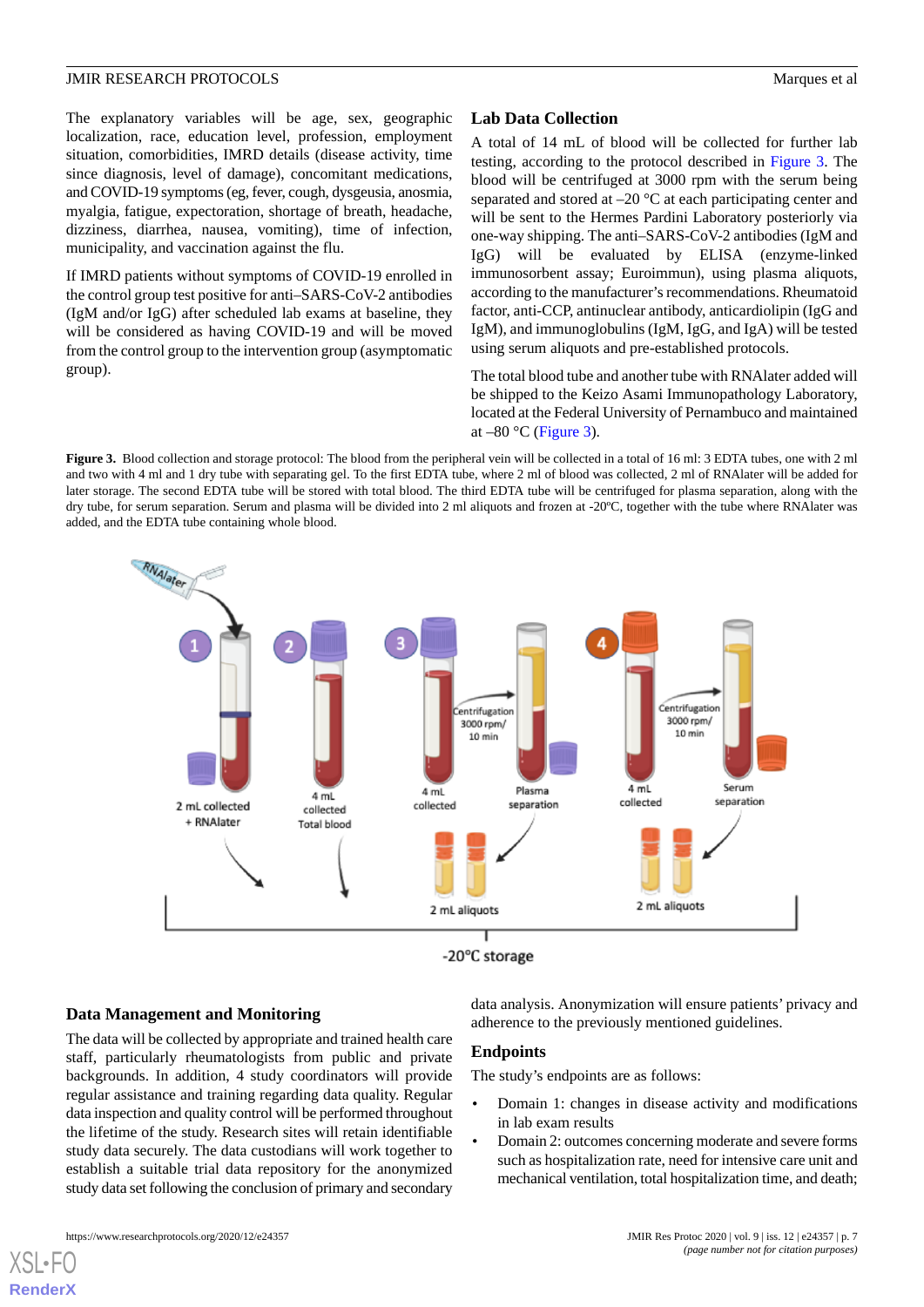The explanatory variables will be age, sex, geographic localization, race, education level, profession, employment situation, comorbidities, IMRD details (disease activity, time since diagnosis, level of damage), concomitant medications, and COVID-19 symptoms (eg, fever, cough, dysgeusia, anosmia, myalgia, fatigue, expectoration, shortage of breath, headache, dizziness, diarrhea, nausea, vomiting), time of infection, municipality, and vaccination against the flu.

If IMRD patients without symptoms of COVID-19 enrolled in the control group test positive for anti–SARS-CoV-2 antibodies (IgM and/or IgG) after scheduled lab exams at baseline, they will be considered as having COVID-19 and will be moved from the control group to the intervention group (asymptomatic group).

## Lab Data Collection

A total of 14 mL of blood will be collected for further lab testing, according to the protocol described in Figure 3. The blood will be centrifuged at 3000 rpm with the serum being separated and stored at –20 °C at each participating center and will be sent to the Hermes Pardini Laboratory posteriorly via one-way shipping. The anti–SARS-CoV-2 antibodies (IgM and IgG) will be evaluated by ELISA (enzyme-linked immunosorbent assay; Euroimmun), using plasma aliquots, according to the manufacturer's recommendations. Rheumatoid factor, anti-CCP, antinuclear antibody, anticardiolipin (IgG and IgM), and immunoglobulins (IgM, IgG, and IgA) will be tested using serum aliquots and pre-established protocols.

The total blood tube and another tube with RNAlater added will be shipped to the Keizo Asami Immunopathology Laboratory, located at the Federal University of Pernambuco and maintained at –80 °C (Figure 3).

**Figure 3.** Blood collection and storage protocol: The blood from the peripheral vein will be collected in a total of 16 ml: 3 EDTA tubes, one with 2 ml and two with 4 ml and 1 dry tube with separating gel. To the first EDTA tube, where 2 ml of blood was collected, 2 ml of RNAlater will be added for later storage. The second EDTA tube will be stored with total blood. The third EDTA tube will be centrifuged for plasma separation, along with the dry tube, for serum separation. Serum and plasma will be divided into 2 ml aliquots and frozen at -20ºC, together with the tube where RNAlater was added, and the EDTA tube containing whole blood.

## Data Management and Monitoring

The data will be collected by appropriate and trained health care staff, particularly rheumatologists from public and private backgrounds. In addition, 4 study coordinators will provide regular assistance and training regarding data quality. Regular data inspection and quality control will be performed throughout the lifetime of the study. Research sites will retain identifiable study data securely. The data custodians will work together to establish a suitable trial data repository for the anonymized study data set following the conclusion of primary and secondary data analysis. Anonymization will ensure patients' privacy and adherence to the previously mentioned guidelines.

## Endpoints

The study's endpoints are as follows:

- Domain 1: changes in disease activity and modifications in lab exam results
- Domain 2: outcomes concerning moderate and severe forms such as hospitalization rate, need for intensive care unit and mechanical ventilation, total hospitalization time, and death;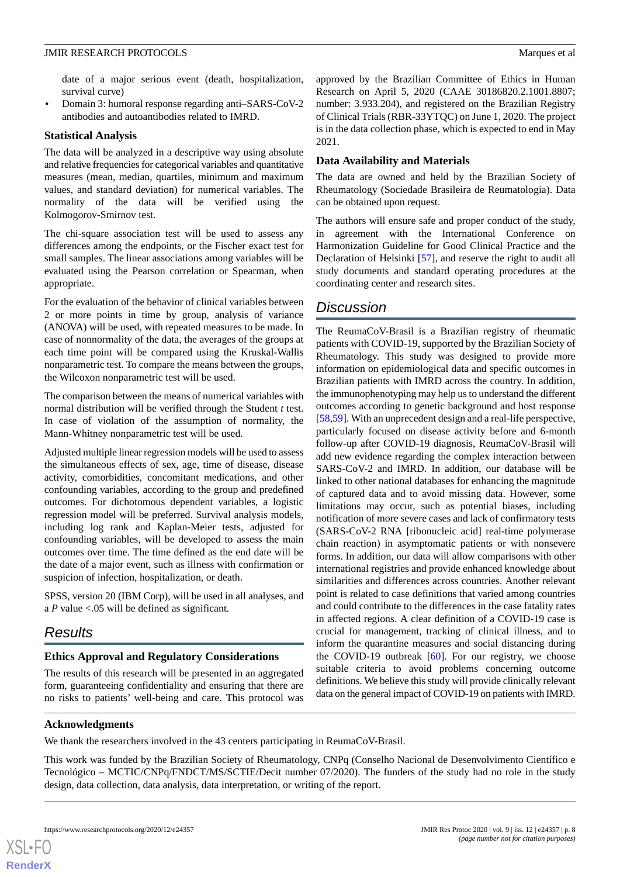date of a major serious event (death, hospitalization, survival curve)

- Domain 3: humoral response regarding anti–SARS-CoV-2 antibodies and autoantibodies related to IMRD.

### Statistical Analysis

The data will be analyzed in a descriptive way using absolute and relative frequencies for categorical variables and quantitative measures (mean, median, quartiles, minimum and maximum values, and standard deviation) for numerical variables. The normality of the data will be verified using the Kolmogorov-Smirnov test.

The chi-square association test will be used to assess any differences among the endpoints, or the Fischer exact test for small samples. The linear associations among variables will be evaluated using the Pearson correlation or Spearman, when appropriate.

For the evaluation of the behavior of clinical variables between 2 or more points in time by group, analysis of variance (ANOVA) will be used, with repeated measures to be made. In case of nonnormality of the data, the averages of the groups at each time point will be compared using the Kruskal-Wallis nonparametric test. To compare the means between the groups, the Wilcoxon nonparametric test will be used.

The comparison between the means of numerical variables with normal distribution will be verified through the Student *t* test. In case of violation of the assumption of normality, the Mann-Whitney nonparametric test will be used.

Adjusted multiple linear regression models will be used to assess the simultaneous effects of sex, age, time of disease, disease activity, comorbidities, concomitant medications, and other confounding variables, according to the group and predefined outcomes. For dichotomous dependent variables, a logistic regression model will be preferred. Survival analysis models, including log rank and Kaplan-Meier tests, adjusted for confounding variables, will be developed to assess the main outcomes over time. The time defined as the end date will be the date of a major event, such as illness with confirmation or suspicion of infection, hospitalization, or death.

SPSS, version 20 (IBM Corp), will be used in all analyses, and a *P* value <.05 will be defined as significant.

## Results

### Ethics Approval and Regulatory Considerations

The results of this research will be presented in an aggregated form, guaranteeing confidentiality and ensuring that there are no risks to patients' well-being and care. This protocol was approved by the Brazilian Committee of Ethics in Human Research on April 5, 2020 (CAAE 30186820.2.1001.8807; number: 3.933.204), and registered on the Brazilian Registry of Clinical Trials (RBR-33YTQC) on June 1, 2020. The project is in the data collection phase, which is expected to end in May 2021.

### Data Availability and Materials

The data are owned and held by the Brazilian Society of Rheumatology (Sociedade Brasileira de Reumatologia). Data can be obtained upon request.

The authors will ensure safe and proper conduct of the study, in agreement with the International Conference on Harmonization Guideline for Good Clinical Practice and the Declaration of Helsinki [57], and reserve the right to audit all study documents and standard operating procedures at the coordinating center and research sites.

## Discussion

The ReumaCoV-Brasil is a Brazilian registry of rheumatic patients with COVID-19, supported by the Brazilian Society of Rheumatology. This study was designed to provide more information on epidemiological data and specific outcomes in Brazilian patients with IMRD across the country. In addition, the immunophenotyping may help us to understand the different outcomes according to genetic background and host response [58,59]. With an unprecedent design and a real-life perspective, particularly focused on disease activity before and 6-month follow-up after COVID-19 diagnosis, ReumaCoV-Brasil will add new evidence regarding the complex interaction between SARS-CoV-2 and IMRD. In addition, our database will be linked to other national databases for enhancing the magnitude of captured data and to avoid missing data. However, some limitations may occur, such as potential biases, including notification of more severe cases and lack of confirmatory tests (SARS-CoV-2 RNA [ribonucleic acid] real-time polymerase chain reaction) in asymptomatic patients or with nonsevere forms. In addition, our data will allow comparisons with other international registries and provide enhanced knowledge about similarities and differences across countries. Another relevant point is related to case definitions that varied among countries and could contribute to the differences in the case fatality rates in affected regions. A clear definition of a COVID-19 case is crucial for management, tracking of clinical illness, and to inform the quarantine measures and social distancing during the COVID-19 outbreak [60]. For our registry, we choose suitable criteria to avoid problems concerning outcome definitions. We believe this study will provide clinically relevant data on the general impact of COVID-19 on patients with IMRD.

### Acknowledgments

We thank the researchers involved in the 43 centers participating in ReumaCoV-Brasil.

This work was funded by the Brazilian Society of Rheumatology, CNPq (Conselho Nacional de Desenvolvimento Científico e Tecnológico – MCTIC/CNPq/FNDCT/MS/SCTIE/Decit number 07/2020). The funders of the study had no role in the study design, data collection, data analysis, data interpretation, or writing of the report.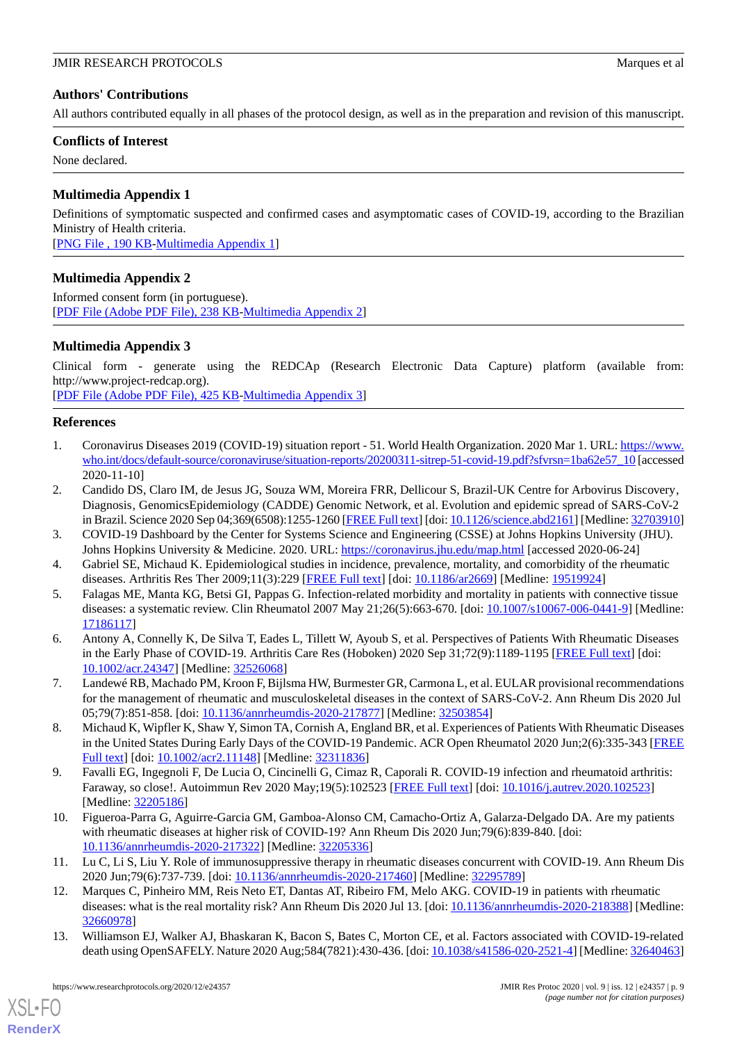## Authors' Contributions

All authors contributed equally in all phases of the protocol design, as well as in the preparation and revision of this manuscript.

## Conflicts of Interest

None declared.

## Multimedia Appendix 1

Definitions of symptomatic suspected and confirmed cases and asymptomatic cases of COVID-19, according to the Brazilian Ministry of Health criteria.

[PNG File , 190 KB-Multimedia Appendix 1]

## Multimedia Appendix 2

Informed consent form (in portuguese).

[PDF File (Adobe PDF File), 238 KB-Multimedia Appendix 2]

## Multimedia Appendix 3

Clinical form - generate using the REDCAp (Research Electronic Data Capture) platform (available from: http://www.project-redcap.org).

[PDF File (Adobe PDF File), 425 KB-Multimedia Appendix 3]

## References

1. Coronavirus Diseases 2019 (COVID-19) situation report - 51. World Health Organization. 2020 Mar 1. URL: https://www.who.int/docs/default-source/coronaviruse/situation-reports/20200311-sitrep-51-covid-19.pdf?sfvrsn=1ba62e57_10 [accessed 2020-11-10]
2. Candido DS, Claro IM, de Jesus JG, Souza WM, Moreira FRR, Dellicour S, Brazil-UK Centre for Arbovirus Discovery, Diagnosis, GenomicsEpidemiology (CADDE) Genomic Network, et al. Evolution and epidemic spread of SARS-CoV-2 in Brazil. Science 2020 Sep 04;369(6508):1255-1260 [FREE Full text] [doi: 10.1126/science.abd2161] [Medline: 32703910]
3. COVID-19 Dashboard by the Center for Systems Science and Engineering (CSSE) at Johns Hopkins University (JHU). Johns Hopkins University & Medicine. 2020. URL: https://coronavirus.jhu.edu/map.html [accessed 2020-06-24]
4. Gabriel SE, Michaud K. Epidemiological studies in incidence, prevalence, mortality, and comorbidity of the rheumatic diseases. Arthritis Res Ther 2009;11(3):229 [FREE Full text] [doi: 10.1186/ar2669] [Medline: 19519924]
5. Falagas ME, Manta KG, Betsi GI, Pappas G. Infection-related morbidity and mortality in patients with connective tissue diseases: a systematic review. Clin Rheumatol 2007 May 21;26(5):663-670. [doi: 10.1007/s10067-006-0441-9] [Medline: 17186117]
6. Antony A, Connelly K, De Silva T, Eades L, Tillett W, Ayoub S, et al. Perspectives of Patients With Rheumatic Diseases in the Early Phase of COVID-19. Arthritis Care Res (Hoboken) 2020 Sep 31;72(9):1189-1195 [FREE Full text] [doi: 10.1002/acr.24347] [Medline: 32526068]
7. Landewé RB, Machado PM, Kroon F, Bijlsma HW, Burmester GR, Carmona L, et al. EULAR provisional recommendations for the management of rheumatic and musculoskeletal diseases in the context of SARS-CoV-2. Ann Rheum Dis 2020 Jul 05;79(7):851-858. [doi: 10.1136/annrheumdis-2020-217877] [Medline: 32503854]
8. Michaud K, Wipfler K, Shaw Y, Simon TA, Cornish A, England BR, et al. Experiences of Patients With Rheumatic Diseases in the United States During Early Days of the COVID-19 Pandemic. ACR Open Rheumatol 2020 Jun;2(6):335-343 [FREE Full text] [doi: 10.1002/acr2.11148] [Medline: 32311836]
9. Favalli EG, Ingegnoli F, De Lucia O, Cincinelli G, Cimaz R, Caporali R. COVID-19 infection and rheumatoid arthritis: Faraway, so close!. Autoimmun Rev 2020 May;19(5):102523 [FREE Full text] [doi: 10.1016/j.autrev.2020.102523] [Medline: 32205186]
10. Figueroa-Parra G, Aguirre-Garcia GM, Gamboa-Alonso CM, Camacho-Ortiz A, Galarza-Delgado DA. Are my patients with rheumatic diseases at higher risk of COVID-19? Ann Rheum Dis 2020 Jun;79(6):839-840. [doi: 10.1136/annrheumdis-2020-217322] [Medline: 32205336]
11. Lu C, Li S, Liu Y. Role of immunosuppressive therapy in rheumatic diseases concurrent with COVID-19. Ann Rheum Dis 2020 Jun;79(6):737-739. [doi: 10.1136/annrheumdis-2020-217460] [Medline: 32295789]
12. Marques C, Pinheiro MM, Reis Neto ET, Dantas AT, Ribeiro FM, Melo AKG. COVID-19 in patients with rheumatic diseases: what is the real mortality risk? Ann Rheum Dis 2020 Jul 13. [doi: 10.1136/annrheumdis-2020-218388] [Medline: 32660978]
13. Williamson EJ, Walker AJ, Bhaskaran K, Bacon S, Bates C, Morton CE, et al. Factors associated with COVID-19-related death using OpenSAFELY. Nature 2020 Aug;584(7821):430-436. [doi: 10.1038/s41586-020-2521-4] [Medline: 32640463]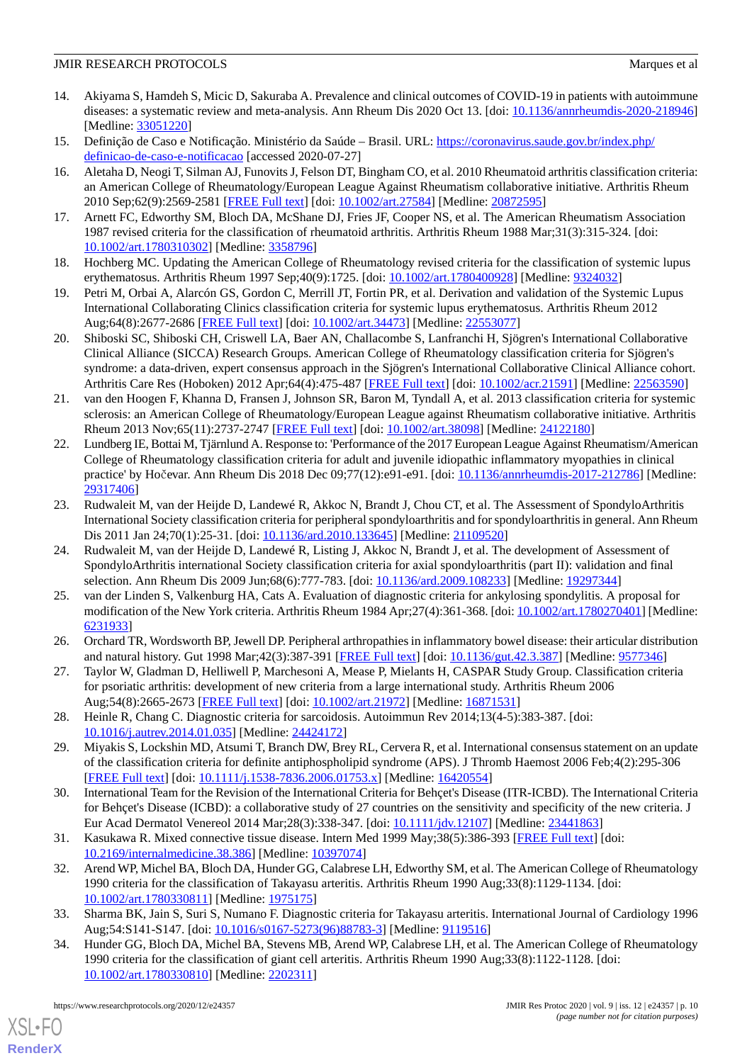14. Akiyama S, Hamdeh S, Micic D, Sakuraba A. Prevalence and clinical outcomes of COVID-19 in patients with autoimmune diseases: a systematic review and meta-analysis. Ann Rheum Dis 2020 Oct 13. [doi: 10.1136/annrheumdis-2020-218946] [Medline: 33051220]
15. Definição de Caso e Notificação. Ministério da Saúde – Brasil. URL: https://coronavirus.saude.gov.br/index.php/definicao-de-caso-e-notificacao [accessed 2020-07-27]
16. Aletaha D, Neogi T, Silman AJ, Funovits J, Felson DT, Bingham CO, et al. 2010 Rheumatoid arthritis classification criteria: an American College of Rheumatology/European League Against Rheumatism collaborative initiative. Arthritis Rheum 2010 Sep;62(9):2569-2581 [FREE Full text] [doi: 10.1002/art.27584] [Medline: 20872595]
17. Arnett FC, Edworthy SM, Bloch DA, McShane DJ, Fries JF, Cooper NS, et al. The American Rheumatism Association 1987 revised criteria for the classification of rheumatoid arthritis. Arthritis Rheum 1988 Mar;31(3):315-324. [doi: 10.1002/art.1780310302] [Medline: 3358796]
18. Hochberg MC. Updating the American College of Rheumatology revised criteria for the classification of systemic lupus erythematosus. Arthritis Rheum 1997 Sep;40(9):1725. [doi: 10.1002/art.1780400928] [Medline: 9324032]
19. Petri M, Orbai A, Alarcón GS, Gordon C, Merrill JT, Fortin PR, et al. Derivation and validation of the Systemic Lupus International Collaborating Clinics classification criteria for systemic lupus erythematosus. Arthritis Rheum 2012 Aug;64(8):2677-2686 [FREE Full text] [doi: 10.1002/art.34473] [Medline: 22553077]
20. Shiboski SC, Shiboski CH, Criswell LA, Baer AN, Challacombe S, Lanfranchi H, Sjögren's International Collaborative Clinical Alliance (SICCA) Research Groups. American College of Rheumatology classification criteria for Sjögren's syndrome: a data-driven, expert consensus approach in the Sjögren's International Collaborative Clinical Alliance cohort. Arthritis Care Res (Hoboken) 2012 Apr;64(4):475-487 [FREE Full text] [doi: 10.1002/acr.21591] [Medline: 22563590]
21. van den Hoogen F, Khanna D, Fransen J, Johnson SR, Baron M, Tyndall A, et al. 2013 classification criteria for systemic sclerosis: an American College of Rheumatology/European League against Rheumatism collaborative initiative. Arthritis Rheum 2013 Nov;65(11):2737-2747 [FREE Full text] [doi: 10.1002/art.38098] [Medline: 24122180]
22. Lundberg IE, Bottai M, Tjärnlund A. Response to: 'Performance of the 2017 European League Against Rheumatism/American College of Rheumatology classification criteria for adult and juvenile idiopathic inflammatory myopathies in clinical practice' by Hočevar. Ann Rheum Dis 2018 Dec 09;77(12):e91-e91. [doi: 10.1136/annrheumdis-2017-212786] [Medline: 29317406]
23. Rudwaleit M, van der Heijde D, Landewé R, Akkoc N, Brandt J, Chou CT, et al. The Assessment of SpondyloArthritis International Society classification criteria for peripheral spondyloarthritis and for spondyloarthritis in general. Ann Rheum Dis 2011 Jan 24;70(1):25-31. [doi: 10.1136/ard.2010.133645] [Medline: 21109520]
24. Rudwaleit M, van der Heijde D, Landewé R, Listing J, Akkoc N, Brandt J, et al. The development of Assessment of SpondyloArthritis international Society classification criteria for axial spondyloarthritis (part II): validation and final selection. Ann Rheum Dis 2009 Jun;68(6):777-783. [doi: 10.1136/ard.2009.108233] [Medline: 19297344]
25. van der Linden S, Valkenburg HA, Cats A. Evaluation of diagnostic criteria for ankylosing spondylitis. A proposal for modification of the New York criteria. Arthritis Rheum 1984 Apr;27(4):361-368. [doi: 10.1002/art.1780270401] [Medline: 6231933]
26. Orchard TR, Wordsworth BP, Jewell DP. Peripheral arthropathies in inflammatory bowel disease: their articular distribution and natural history. Gut 1998 Mar;42(3):387-391 [FREE Full text] [doi: 10.1136/gut.42.3.387] [Medline: 9577346]
27. Taylor W, Gladman D, Helliwell P, Marchesoni A, Mease P, Mielants H, CASPAR Study Group. Classification criteria for psoriatic arthritis: development of new criteria from a large international study. Arthritis Rheum 2006 Aug;54(8):2665-2673 [FREE Full text] [doi: 10.1002/art.21972] [Medline: 16871531]
28. Heinle R, Chang C. Diagnostic criteria for sarcoidosis. Autoimmun Rev 2014;13(4-5):383-387. [doi: 10.1016/j.autrev.2014.01.035] [Medline: 24424172]
29. Miyakis S, Lockshin MD, Atsumi T, Branch DW, Brey RL, Cervera R, et al. International consensus statement on an update of the classification criteria for definite antiphospholipid syndrome (APS). J Thromb Haemost 2006 Feb;4(2):295-306 [FREE Full text] [doi: 10.1111/j.1538-7836.2006.01753.x] [Medline: 16420554]
30. International Team for the Revision of the International Criteria for Behçet's Disease (ITR-ICBD). The International Criteria for Behçet's Disease (ICBD): a collaborative study of 27 countries on the sensitivity and specificity of the new criteria. J Eur Acad Dermatol Venereol 2014 Mar;28(3):338-347. [doi: 10.1111/jdv.12107] [Medline: 23441863]
31. Kasukawa R. Mixed connective tissue disease. Intern Med 1999 May;38(5):386-393 [FREE Full text] [doi: 10.2169/internalmedicine.38.386] [Medline: 10397074]
32. Arend WP, Michel BA, Bloch DA, Hunder GG, Calabrese LH, Edworthy SM, et al. The American College of Rheumatology 1990 criteria for the classification of Takayasu arteritis. Arthritis Rheum 1990 Aug;33(8):1129-1134. [doi: 10.1002/art.1780330811] [Medline: 1975175]
33. Sharma BK, Jain S, Suri S, Numano F. Diagnostic criteria for Takayasu arteritis. International Journal of Cardiology 1996 Aug;54:S141-S147. [doi: 10.1016/s0167-5273(96)88783-3] [Medline: 9119516]
34. Hunder GG, Bloch DA, Michel BA, Stevens MB, Arend WP, Calabrese LH, et al. The American College of Rheumatology 1990 criteria for the classification of giant cell arteritis. Arthritis Rheum 1990 Aug;33(8):1122-1128. [doi: 10.1002/art.1780330810] [Medline: 2202311]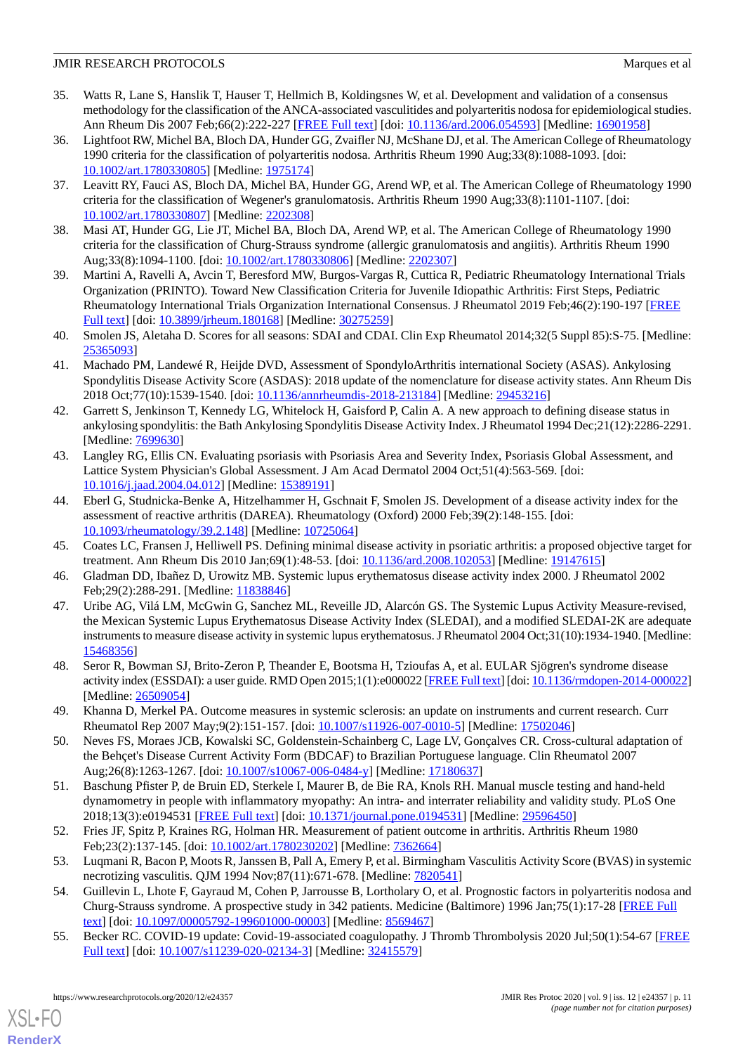35. Watts R, Lane S, Hanslik T, Hauser T, Hellmich B, Koldingsnes W, et al. Development and validation of a consensus methodology for the classification of the ANCA-associated vasculitides and polyarteritis nodosa for epidemiological studies. Ann Rheum Dis 2007 Feb;66(2):222-227 [FREE Full text] [doi: 10.1136/ard.2006.054593] [Medline: 16901958]
36. Lightfoot RW, Michel BA, Bloch DA, Hunder GG, Zvaifler NJ, McShane DJ, et al. The American College of Rheumatology 1990 criteria for the classification of polyarteritis nodosa. Arthritis Rheum 1990 Aug;33(8):1088-1093. [doi: 10.1002/art.1780330805] [Medline: 1975174]
37. Leavitt RY, Fauci AS, Bloch DA, Michel BA, Hunder GG, Arend WP, et al. The American College of Rheumatology 1990 criteria for the classification of Wegener's granulomatosis. Arthritis Rheum 1990 Aug;33(8):1101-1107. [doi: 10.1002/art.1780330807] [Medline: 2202308]
38. Masi AT, Hunder GG, Lie JT, Michel BA, Bloch DA, Arend WP, et al. The American College of Rheumatology 1990 criteria for the classification of Churg-Strauss syndrome (allergic granulomatosis and angiitis). Arthritis Rheum 1990 Aug;33(8):1094-1100. [doi: 10.1002/art.1780330806] [Medline: 2202307]
39. Martini A, Ravelli A, Avcin T, Beresford MW, Burgos-Vargas R, Cuttica R, Pediatric Rheumatology International Trials Organization (PRINTO). Toward New Classification Criteria for Juvenile Idiopathic Arthritis: First Steps, Pediatric Rheumatology International Trials Organization International Consensus. J Rheumatol 2019 Feb;46(2):190-197 [FREE Full text] [doi: 10.3899/jrheum.180168] [Medline: 30275259]
40. Smolen JS, Aletaha D. Scores for all seasons: SDAI and CDAI. Clin Exp Rheumatol 2014;32(5 Suppl 85):S-75. [Medline: 25365093]
41. Machado PM, Landewé R, Heijde DVD, Assessment of SpondyloArthritis international Society (ASAS). Ankylosing Spondylitis Disease Activity Score (ASDAS): 2018 update of the nomenclature for disease activity states. Ann Rheum Dis 2018 Oct;77(10):1539-1540. [doi: 10.1136/annrheumdis-2018-213184] [Medline: 29453216]
42. Garrett S, Jenkinson T, Kennedy LG, Whitelock H, Gaisford P, Calin A. A new approach to defining disease status in ankylosing spondylitis: the Bath Ankylosing Spondylitis Disease Activity Index. J Rheumatol 1994 Dec;21(12):2286-2291. [Medline: 7699630]
43. Langley RG, Ellis CN. Evaluating psoriasis with Psoriasis Area and Severity Index, Psoriasis Global Assessment, and Lattice System Physician's Global Assessment. J Am Acad Dermatol 2004 Oct;51(4):563-569. [doi: 10.1016/j.jaad.2004.04.012] [Medline: 15389191]
44. Eberl G, Studnicka-Benke A, Hitzelhammer H, Gschnait F, Smolen JS. Development of a disease activity index for the assessment of reactive arthritis (DAREA). Rheumatology (Oxford) 2000 Feb;39(2):148-155. [doi: 10.1093/rheumatology/39.2.148] [Medline: 10725064]
45. Coates LC, Fransen J, Helliwell PS. Defining minimal disease activity in psoriatic arthritis: a proposed objective target for treatment. Ann Rheum Dis 2010 Jan;69(1):48-53. [doi: 10.1136/ard.2008.102053] [Medline: 19147615]
46. Gladman DD, Ibañez D, Urowitz MB. Systemic lupus erythematosus disease activity index 2000. J Rheumatol 2002 Feb;29(2):288-291. [Medline: 11838846]
47. Uribe AG, Vilá LM, McGwin G, Sanchez ML, Reveille JD, Alarcón GS. The Systemic Lupus Activity Measure-revised, the Mexican Systemic Lupus Erythematosus Disease Activity Index (SLEDAI), and a modified SLEDAI-2K are adequate instruments to measure disease activity in systemic lupus erythematosus. J Rheumatol 2004 Oct;31(10):1934-1940. [Medline: 15468356]
48. Seror R, Bowman SJ, Brito-Zeron P, Theander E, Bootsma H, Tzioufas A, et al. EULAR Sjögren's syndrome disease activity index (ESSDAI): a user guide. RMD Open 2015;1(1):e000022 [FREE Full text] [doi: 10.1136/rmdopen-2014-000022] [Medline: 26509054]
49. Khanna D, Merkel PA. Outcome measures in systemic sclerosis: an update on instruments and current research. Curr Rheumatol Rep 2007 May;9(2):151-157. [doi: 10.1007/s11926-007-0010-5] [Medline: 17502046]
50. Neves FS, Moraes JCB, Kowalski SC, Goldenstein-Schainberg C, Lage LV, Gonçalves CR. Cross-cultural adaptation of the Behçet's Disease Current Activity Form (BDCAF) to Brazilian Portuguese language. Clin Rheumatol 2007 Aug;26(8):1263-1267. [doi: 10.1007/s10067-006-0484-y] [Medline: 17180637]
51. Baschung Pfister P, de Bruin ED, Sterkele I, Maurer B, de Bie RA, Knols RH. Manual muscle testing and hand-held dynamometry in people with inflammatory myopathy: An intra- and interrater reliability and validity study. PLoS One 2018;13(3):e0194531 [FREE Full text] [doi: 10.1371/journal.pone.0194531] [Medline: 29596450]
52. Fries JF, Spitz P, Kraines RG, Holman HR. Measurement of patient outcome in arthritis. Arthritis Rheum 1980 Feb;23(2):137-145. [doi: 10.1002/art.1780230202] [Medline: 7362664]
53. Luqmani R, Bacon P, Moots R, Janssen B, Pall A, Emery P, et al. Birmingham Vasculitis Activity Score (BVAS) in systemic necrotizing vasculitis. QJM 1994 Nov;87(11):671-678. [Medline: 7820541]
54. Guillevin L, Lhote F, Gayraud M, Cohen P, Jarrousse B, Lortholary O, et al. Prognostic factors in polyarteritis nodosa and Churg-Strauss syndrome. A prospective study in 342 patients. Medicine (Baltimore) 1996 Jan;75(1):17-28 [FREE Full text] [doi: 10.1097/00005792-199601000-00003] [Medline: 8569467]
55. Becker RC. COVID-19 update: Covid-19-associated coagulopathy. J Thromb Thrombolysis 2020 Jul;50(1):54-67 [FREE Full text] [doi: 10.1007/s11239-020-02134-3] [Medline: 32415579]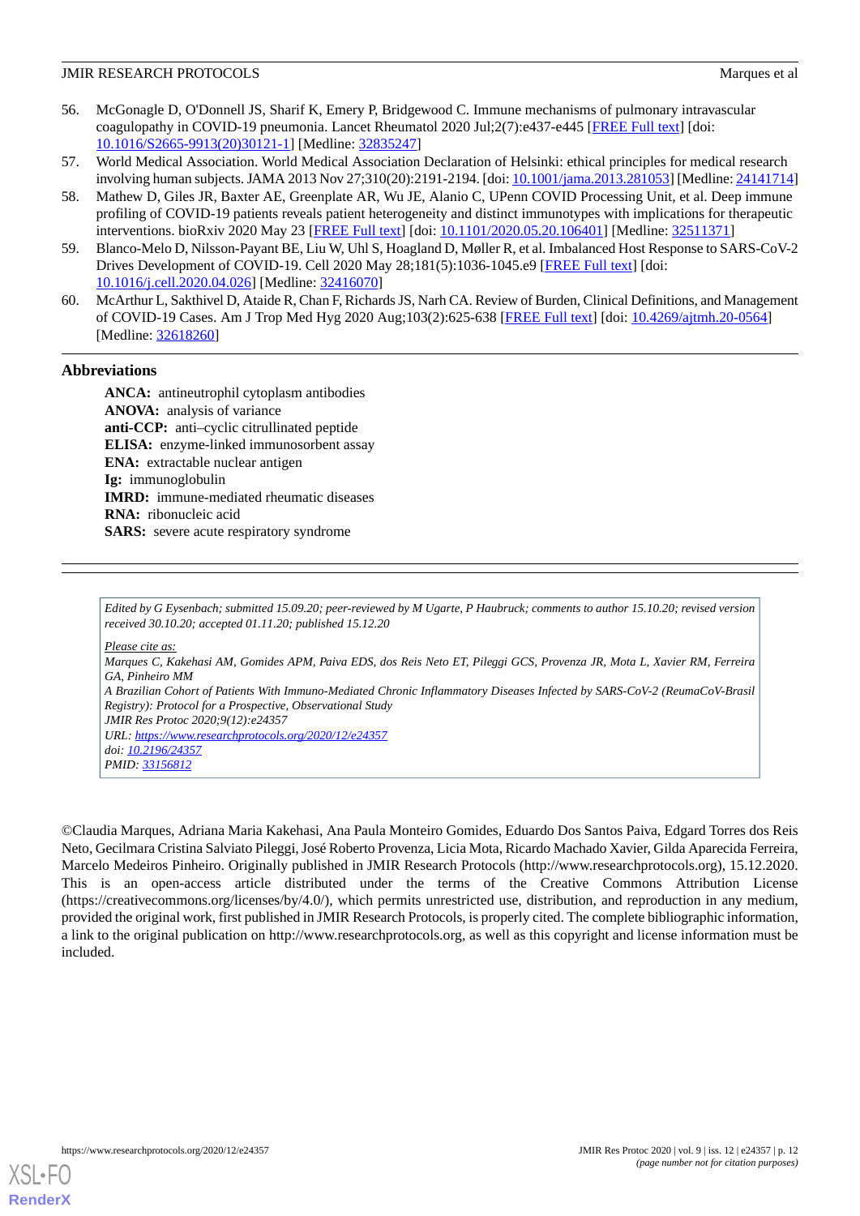56. McGonagle D, O'Donnell JS, Sharif K, Emery P, Bridgewood C. Immune mechanisms of pulmonary intravascular coagulopathy in COVID-19 pneumonia. Lancet Rheumatol 2020 Jul;2(7):e437-e445 [FREE Full text] [doi: 10.1016/S2665-9913(20)30121-1] [Medline: 32835247]
57. World Medical Association. World Medical Association Declaration of Helsinki: ethical principles for medical research involving human subjects. JAMA 2013 Nov 27;310(20):2191-2194. [doi: 10.1001/jama.2013.281053] [Medline: 24141714]
58. Mathew D, Giles JR, Baxter AE, Greenplate AR, Wu JE, Alanio C, UPenn COVID Processing Unit, et al. Deep immune profiling of COVID-19 patients reveals patient heterogeneity and distinct immunotypes with implications for therapeutic interventions. bioRxiv 2020 May 23 [FREE Full text] [doi: 10.1101/2020.05.20.106401] [Medline: 32511371]
59. Blanco-Melo D, Nilsson-Payant BE, Liu W, Uhl S, Hoagland D, Møller R, et al. Imbalanced Host Response to SARS-CoV-2 Drives Development of COVID-19. Cell 2020 May 28;181(5):1036-1045.e9 [FREE Full text] [doi: 10.1016/j.cell.2020.04.026] [Medline: 32416070]
60. McArthur L, Sakthivel D, Ataide R, Chan F, Richards JS, Narh CA. Review of Burden, Clinical Definitions, and Management of COVID-19 Cases. Am J Trop Med Hyg 2020 Aug;103(2):625-638 [FREE Full text] [doi: 10.4269/ajtmh.20-0564] [Medline: 32618260]

## Abbreviations

**ANCA:** antineutrophil cytoplasm antibodies
**ANOVA:** analysis of variance
**anti-CCP:** anti–cyclic citrullinated peptide
**ELISA:** enzyme-linked immunosorbent assay
**ENA:** extractable nuclear antigen
**Ig:** immunoglobulin
**IMRD:** immune-mediated rheumatic diseases
**RNA:** ribonucleic acid
**SARS:** severe acute respiratory syndrome

*Edited by G Eysenbach; submitted 15.09.20; peer-reviewed by M Ugarte, P Haubruck; comments to author 15.10.20; revised version received 30.10.20; accepted 01.11.20; published 15.12.20*

*Please cite as:*
*Marques C, Kakehasi AM, Gomides APM, Paiva EDS, dos Reis Neto ET, Pileggi GCS, Provenza JR, Mota L, Xavier RM, Ferreira GA, Pinheiro MM*
*A Brazilian Cohort of Patients With Immuno-Mediated Chronic Inflammatory Diseases Infected by SARS-CoV-2 (ReumaCoV-Brasil Registry): Protocol for a Prospective, Observational Study*
*JMIR Res Protoc 2020;9(12):e24357*
*URL: https://www.researchprotocols.org/2020/12/e24357*
*doi: 10.2196/24357*
*PMID: 33156812*

©Claudia Marques, Adriana Maria Kakehasi, Ana Paula Monteiro Gomides, Eduardo Dos Santos Paiva, Edgard Torres dos Reis Neto, Gecilmara Cristina Salviato Pileggi, José Roberto Provenza, Licia Mota, Ricardo Machado Xavier, Gilda Aparecida Ferreira, Marcelo Medeiros Pinheiro. Originally published in JMIR Research Protocols (http://www.researchprotocols.org), 15.12.2020. This is an open-access article distributed under the terms of the Creative Commons Attribution License (https://creativecommons.org/licenses/by/4.0/), which permits unrestricted use, distribution, and reproduction in any medium, provided the original work, first published in JMIR Research Protocols, is properly cited. The complete bibliographic information, a link to the original publication on http://www.researchprotocols.org, as well as this copyright and license information must be included.